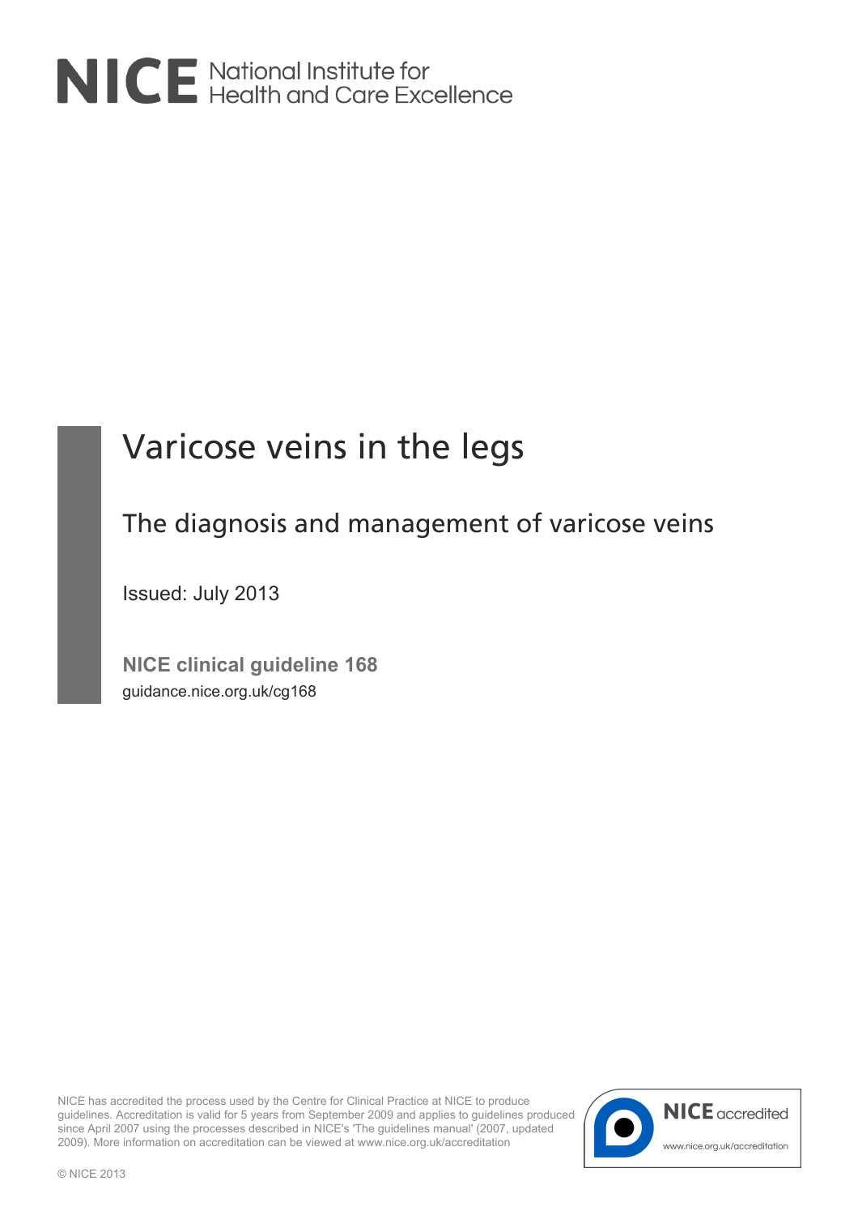NICE National Institute for Health and Care Excellence

# Varicose veins in the legs

## The diagnosis and management of varicose veins

Issued: July 2013

**NICE clinical guideline 168**

guidance.nice.org.uk/cg168

NICE has accredited the process used by the Centre for Clinical Practice at NICE to produce guidelines. Accreditation is valid for 5 years from September 2009 and applies to guidelines produced since April 2007 using the processes described in NICE's 'The guidelines manual' (2007, updated 2009). More information on accreditation can be viewed at www.nice.org.uk/accreditation

NICE accredited

www.nice.org.uk/accreditation

© NICE 2013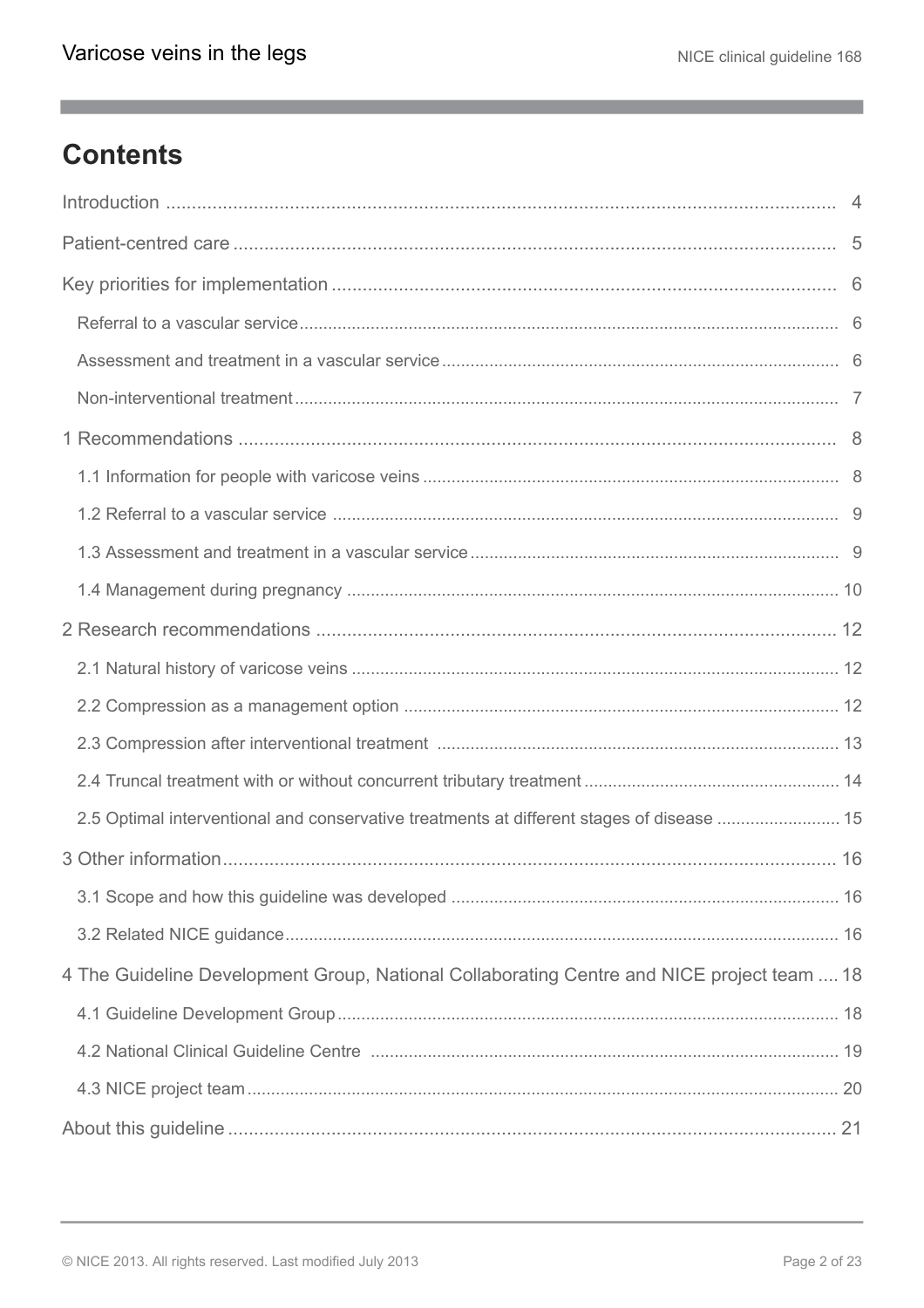# Contents

Introduction ..... 4

Patient-centred care ..... 5

Key priorities for implementation ..... 6

- Referral to a vascular service ..... 6
- Assessment and treatment in a vascular service ..... 6
- Non-interventional treatment ..... 7

1 Recommendations ..... 8

- 1.1 Information for people with varicose veins ..... 8
- 1.2 Referral to a vascular service ..... 9
- 1.3 Assessment and treatment in a vascular service ..... 9
- 1.4 Management during pregnancy ..... 10

2 Research recommendations ..... 12

- 2.1 Natural history of varicose veins ..... 12
- 2.2 Compression as a management option ..... 12
- 2.3 Compression after interventional treatment ..... 13
- 2.4 Truncal treatment with or without concurrent tributary treatment ..... 14
- 2.5 Optimal interventional and conservative treatments at different stages of disease ..... 15

3 Other information ..... 16

- 3.1 Scope and how this guideline was developed ..... 16
- 3.2 Related NICE guidance ..... 16

4 The Guideline Development Group, National Collaborating Centre and NICE project team ..... 18

- 4.1 Guideline Development Group ..... 18
- 4.2 National Clinical Guideline Centre ..... 19
- 4.3 NICE project team ..... 20

About this guideline ..... 21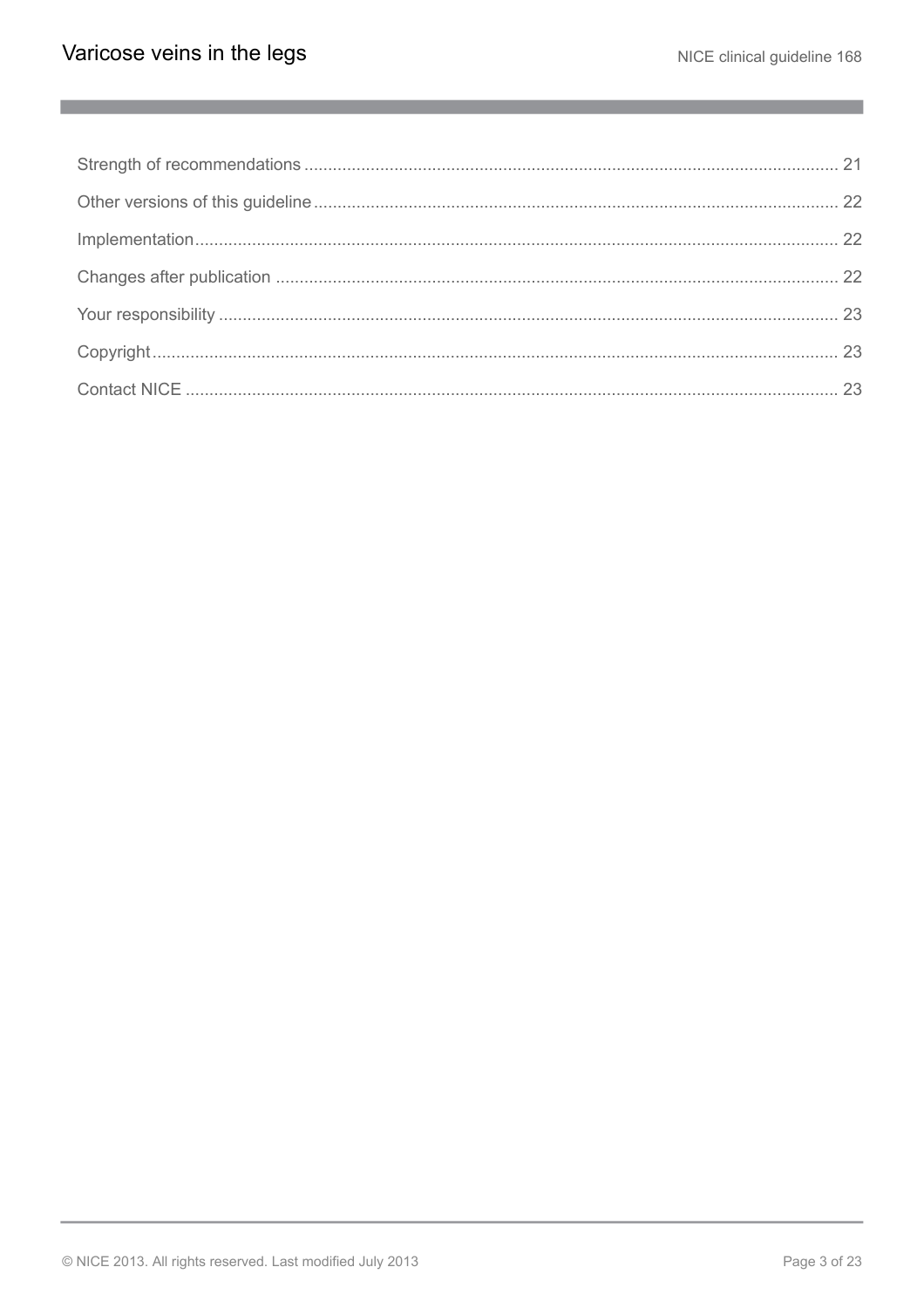Strength of recommendations ........................................................................................................... 21

Other versions of this guideline ......................................................................................................... 22

Implementation .................................................................................................................................. 22

Changes after publication ................................................................................................................. 22

Your responsibility ............................................................................................................................. 23

Copyright ............................................................................................................................................ 23

Contact NICE ..................................................................................................................................... 23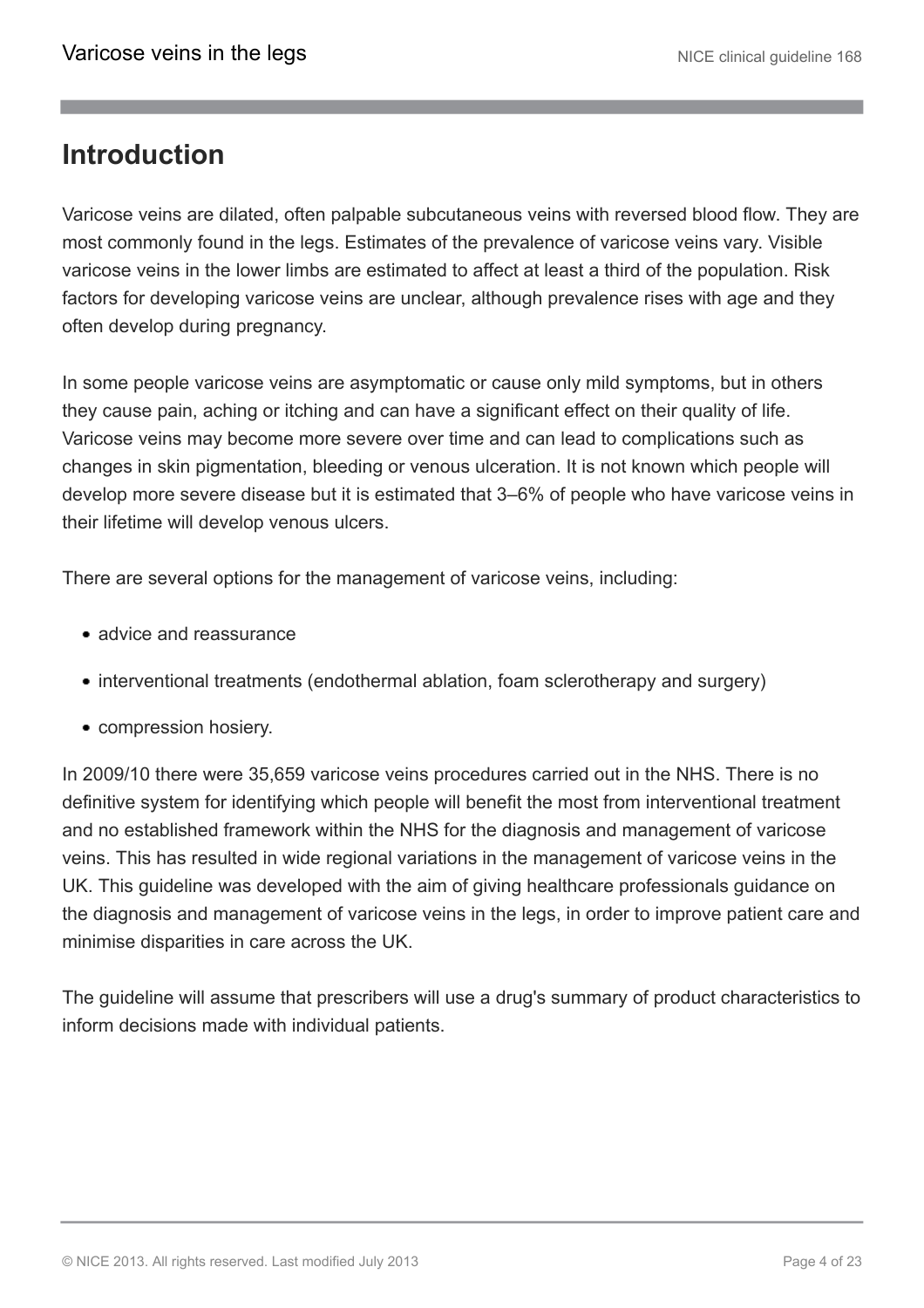## Introduction

Varicose veins are dilated, often palpable subcutaneous veins with reversed blood flow. They are most commonly found in the legs. Estimates of the prevalence of varicose veins vary. Visible varicose veins in the lower limbs are estimated to affect at least a third of the population. Risk factors for developing varicose veins are unclear, although prevalence rises with age and they often develop during pregnancy.

In some people varicose veins are asymptomatic or cause only mild symptoms, but in others they cause pain, aching or itching and can have a significant effect on their quality of life. Varicose veins may become more severe over time and can lead to complications such as changes in skin pigmentation, bleeding or venous ulceration. It is not known which people will develop more severe disease but it is estimated that 3–6% of people who have varicose veins in their lifetime will develop venous ulcers.

There are several options for the management of varicose veins, including:

- advice and reassurance
- interventional treatments (endothermal ablation, foam sclerotherapy and surgery)
- compression hosiery.

In 2009/10 there were 35,659 varicose veins procedures carried out in the NHS. There is no definitive system for identifying which people will benefit the most from interventional treatment and no established framework within the NHS for the diagnosis and management of varicose veins. This has resulted in wide regional variations in the management of varicose veins in the UK. This guideline was developed with the aim of giving healthcare professionals guidance on the diagnosis and management of varicose veins in the legs, in order to improve patient care and minimise disparities in care across the UK.

The guideline will assume that prescribers will use a drug's summary of product characteristics to inform decisions made with individual patients.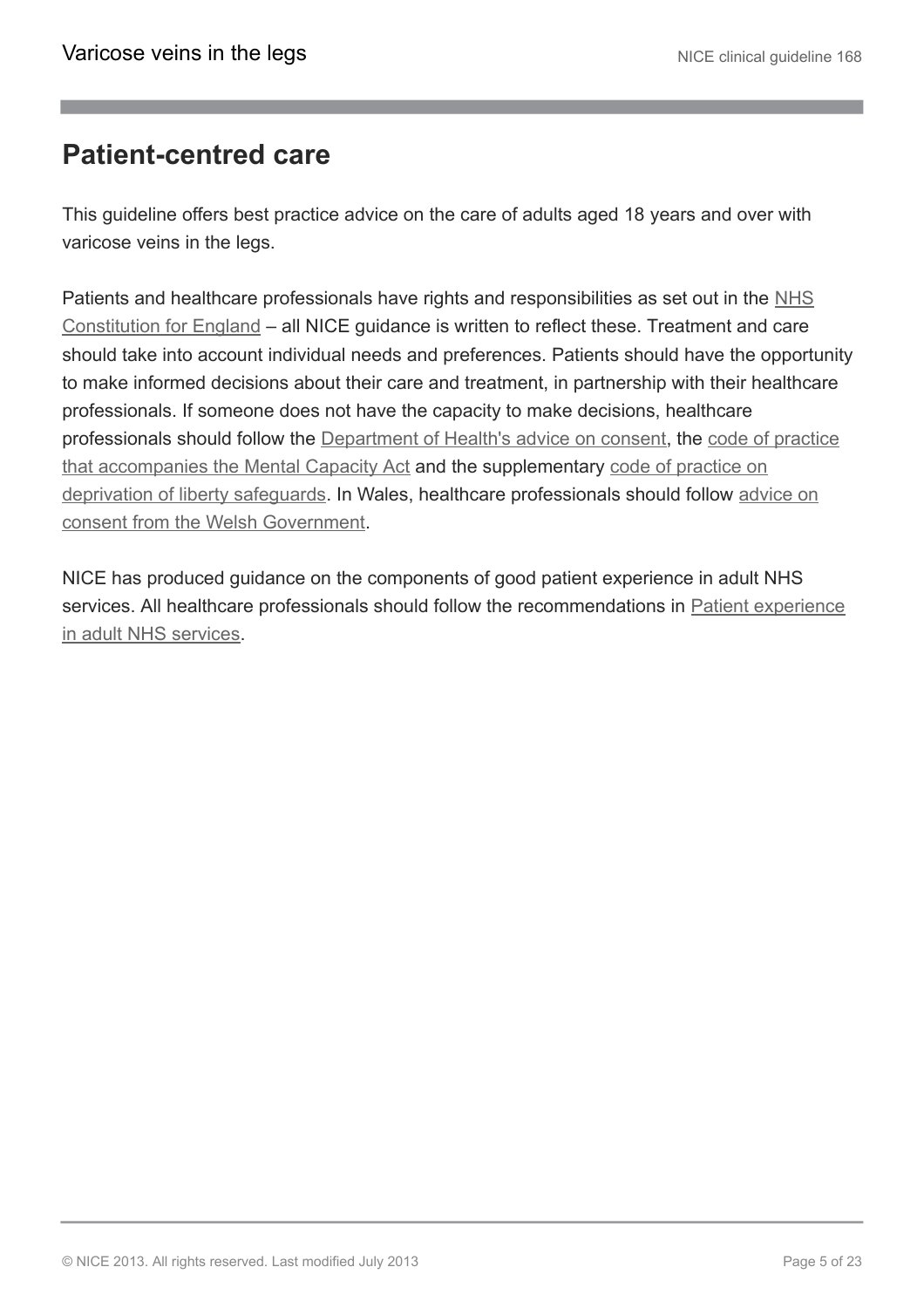## Patient-centred care

This guideline offers best practice advice on the care of adults aged 18 years and over with varicose veins in the legs.

Patients and healthcare professionals have rights and responsibilities as set out in the NHS Constitution for England – all NICE guidance is written to reflect these. Treatment and care should take into account individual needs and preferences. Patients should have the opportunity to make informed decisions about their care and treatment, in partnership with their healthcare professionals. If someone does not have the capacity to make decisions, healthcare professionals should follow the Department of Health's advice on consent, the code of practice that accompanies the Mental Capacity Act and the supplementary code of practice on deprivation of liberty safeguards. In Wales, healthcare professionals should follow advice on consent from the Welsh Government.

NICE has produced guidance on the components of good patient experience in adult NHS services. All healthcare professionals should follow the recommendations in Patient experience in adult NHS services.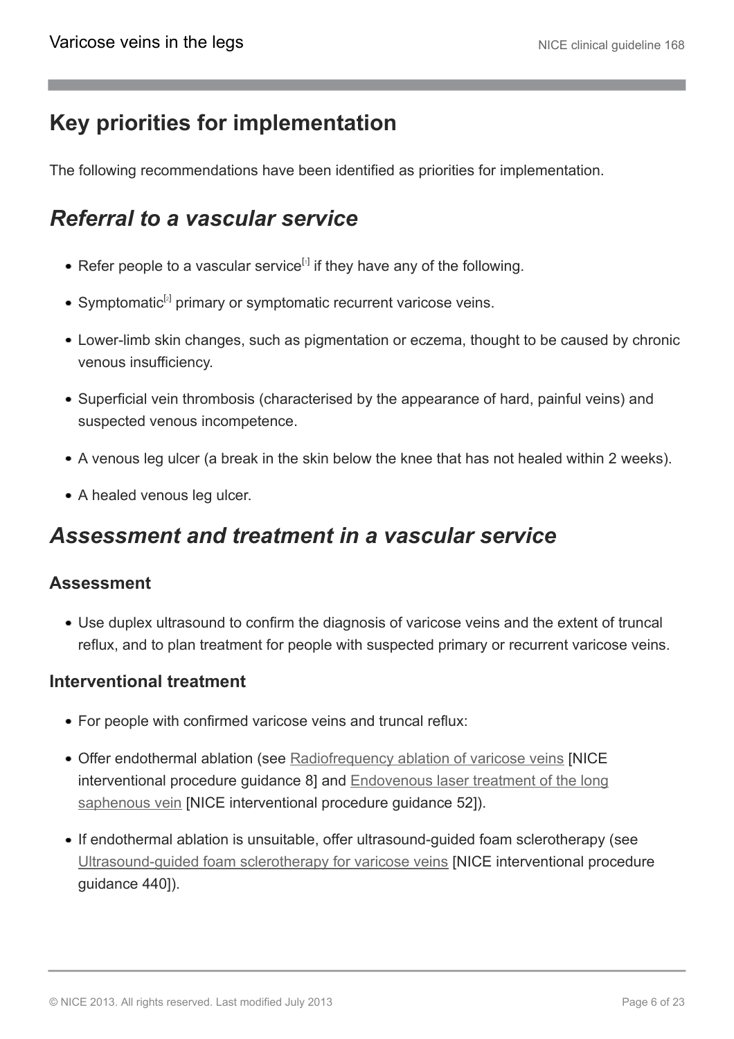## Key priorities for implementation

The following recommendations have been identified as priorities for implementation.

### *Referral to a vascular service*

- Refer people to a vascular service[1] if they have any of the following.
- Symptomatic[2] primary or symptomatic recurrent varicose veins.
- Lower-limb skin changes, such as pigmentation or eczema, thought to be caused by chronic venous insufficiency.
- Superficial vein thrombosis (characterised by the appearance of hard, painful veins) and suspected venous incompetence.
- A venous leg ulcer (a break in the skin below the knee that has not healed within 2 weeks).
- A healed venous leg ulcer.

### *Assessment and treatment in a vascular service*

#### Assessment

- Use duplex ultrasound to confirm the diagnosis of varicose veins and the extent of truncal reflux, and to plan treatment for people with suspected primary or recurrent varicose veins.

#### Interventional treatment

- For people with confirmed varicose veins and truncal reflux:
- Offer endothermal ablation (see Radiofrequency ablation of varicose veins [NICE interventional procedure guidance 8] and Endovenous laser treatment of the long saphenous vein [NICE interventional procedure guidance 52]).
- If endothermal ablation is unsuitable, offer ultrasound-guided foam sclerotherapy (see Ultrasound-guided foam sclerotherapy for varicose veins [NICE interventional procedure guidance 440]).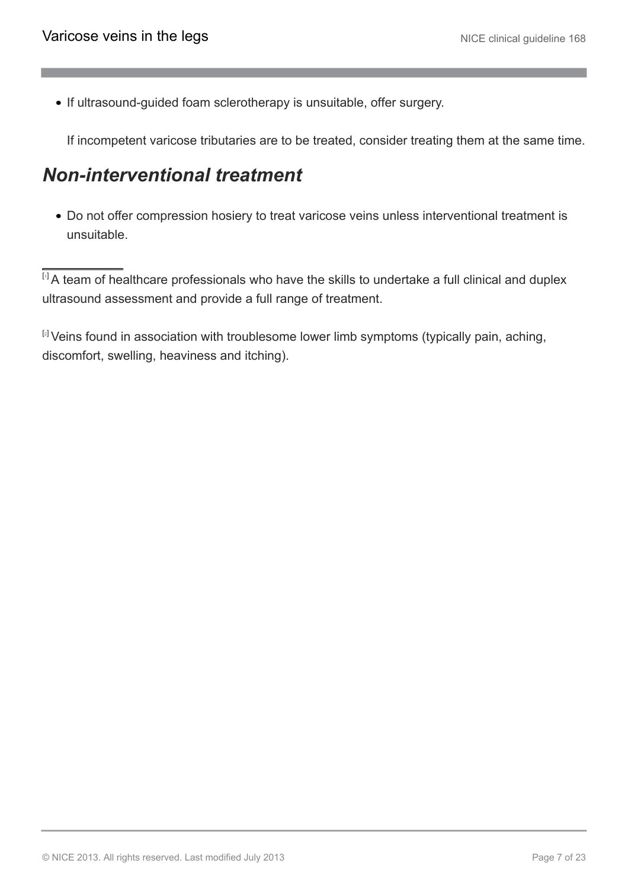- If ultrasound-guided foam sclerotherapy is unsuitable, offer surgery.

  If incompetent varicose tributaries are to be treated, consider treating them at the same time.

## *Non-interventional treatment*

- Do not offer compression hosiery to treat varicose veins unless interventional treatment is unsuitable.

---

[1] A team of healthcare professionals who have the skills to undertake a full clinical and duplex ultrasound assessment and provide a full range of treatment.

[2] Veins found in association with troublesome lower limb symptoms (typically pain, aching, discomfort, swelling, heaviness and itching).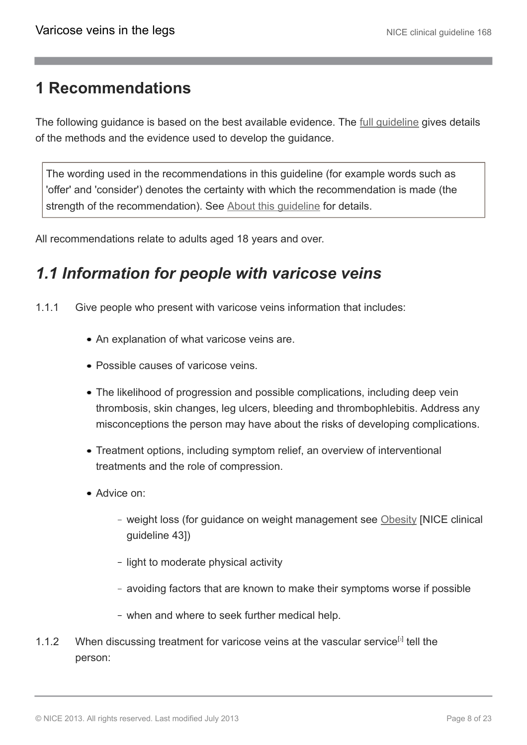# 1 Recommendations

The following guidance is based on the best available evidence. The full guideline gives details of the methods and the evidence used to develop the guidance.

> The wording used in the recommendations in this guideline (for example words such as 'offer' and 'consider') denotes the certainty with which the recommendation is made (the strength of the recommendation). See About this guideline for details.

All recommendations relate to adults aged 18 years and over.

## *1.1 Information for people with varicose veins*

1.1.1 Give people who present with varicose veins information that includes:

- An explanation of what varicose veins are.
- Possible causes of varicose veins.
- The likelihood of progression and possible complications, including deep vein thrombosis, skin changes, leg ulcers, bleeding and thrombophlebitis. Address any misconceptions the person may have about the risks of developing complications.
- Treatment options, including symptom relief, an overview of interventional treatments and the role of compression.
- Advice on:
  - weight loss (for guidance on weight management see Obesity [NICE clinical guideline 43])
  - light to moderate physical activity
  - avoiding factors that are known to make their symptoms worse if possible
  - when and where to seek further medical help.

1.1.2 When discussing treatment for varicose veins at the vascular service[3] tell the person: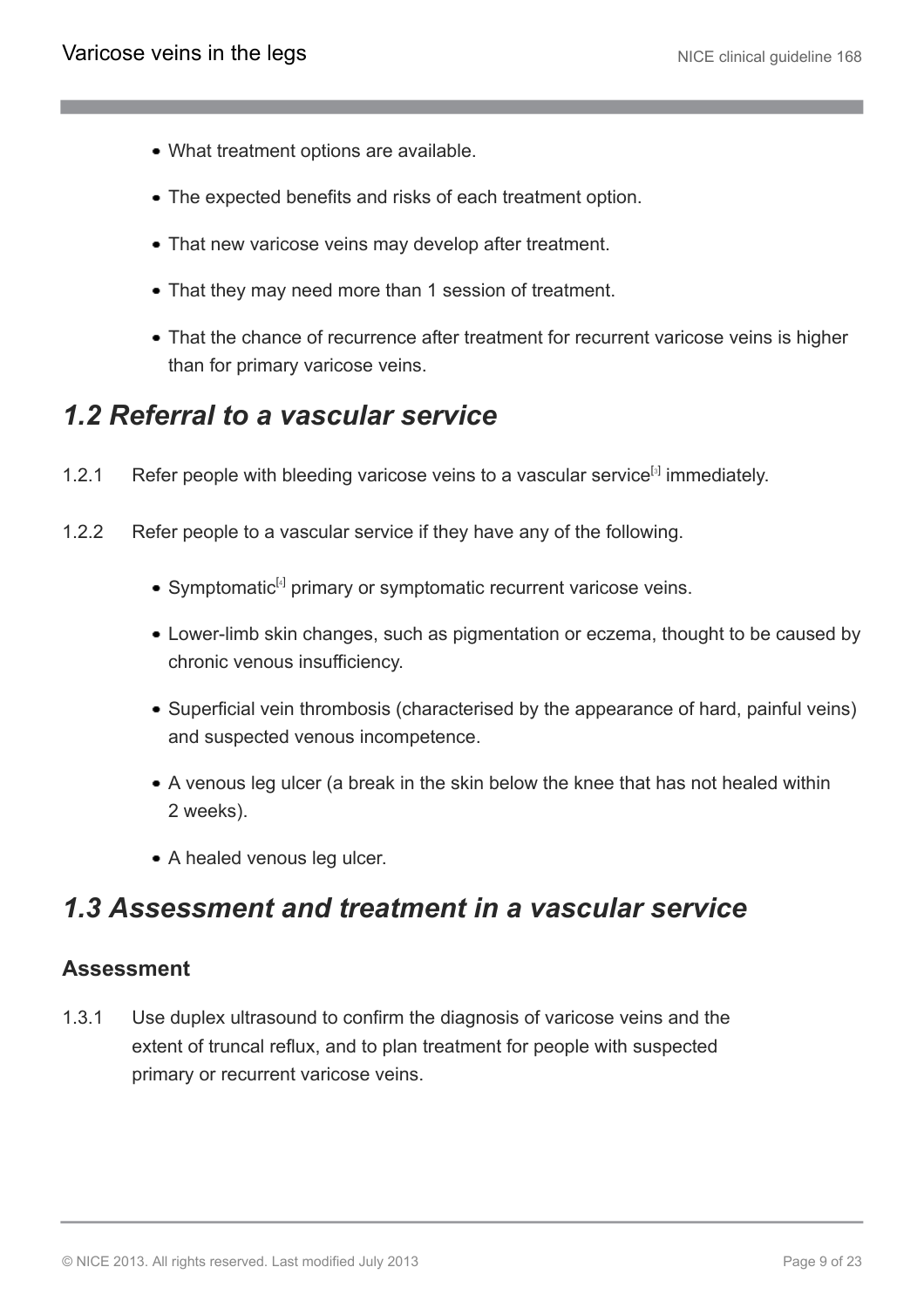- What treatment options are available.
- The expected benefits and risks of each treatment option.
- That new varicose veins may develop after treatment.
- That they may need more than 1 session of treatment.
- That the chance of recurrence after treatment for recurrent varicose veins is higher than for primary varicose veins.

## *1.2 Referral to a vascular service*

1.2.1 Refer people with bleeding varicose veins to a vascular service[3] immediately.

1.2.2 Refer people to a vascular service if they have any of the following.

- Symptomatic[4] primary or symptomatic recurrent varicose veins.
- Lower-limb skin changes, such as pigmentation or eczema, thought to be caused by chronic venous insufficiency.
- Superficial vein thrombosis (characterised by the appearance of hard, painful veins) and suspected venous incompetence.
- A venous leg ulcer (a break in the skin below the knee that has not healed within 2 weeks).
- A healed venous leg ulcer.

## *1.3 Assessment and treatment in a vascular service*

### Assessment

1.3.1 Use duplex ultrasound to confirm the diagnosis of varicose veins and the extent of truncal reflux, and to plan treatment for people with suspected primary or recurrent varicose veins.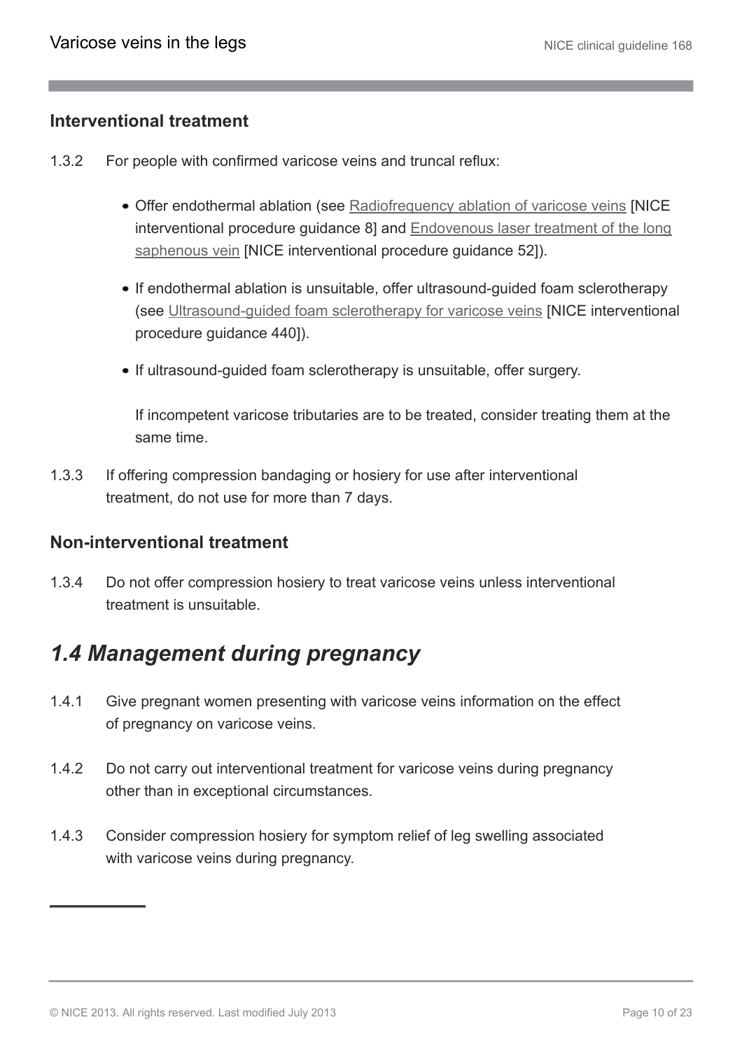### Interventional treatment

1.3.2 For people with confirmed varicose veins and truncal reflux:

- Offer endothermal ablation (see Radiofrequency ablation of varicose veins [NICE interventional procedure guidance 8] and Endovenous laser treatment of the long saphenous vein [NICE interventional procedure guidance 52]).
- If endothermal ablation is unsuitable, offer ultrasound-guided foam sclerotherapy (see Ultrasound-guided foam sclerotherapy for varicose veins [NICE interventional procedure guidance 440]).
- If ultrasound-guided foam sclerotherapy is unsuitable, offer surgery.

  If incompetent varicose tributaries are to be treated, consider treating them at the same time.

1.3.3 If offering compression bandaging or hosiery for use after interventional treatment, do not use for more than 7 days.

### Non-interventional treatment

1.3.4 Do not offer compression hosiery to treat varicose veins unless interventional treatment is unsuitable.

## *1.4 Management during pregnancy*

1.4.1 Give pregnant women presenting with varicose veins information on the effect of pregnancy on varicose veins.

1.4.2 Do not carry out interventional treatment for varicose veins during pregnancy other than in exceptional circumstances.

1.4.3 Consider compression hosiery for symptom relief of leg swelling associated with varicose veins during pregnancy.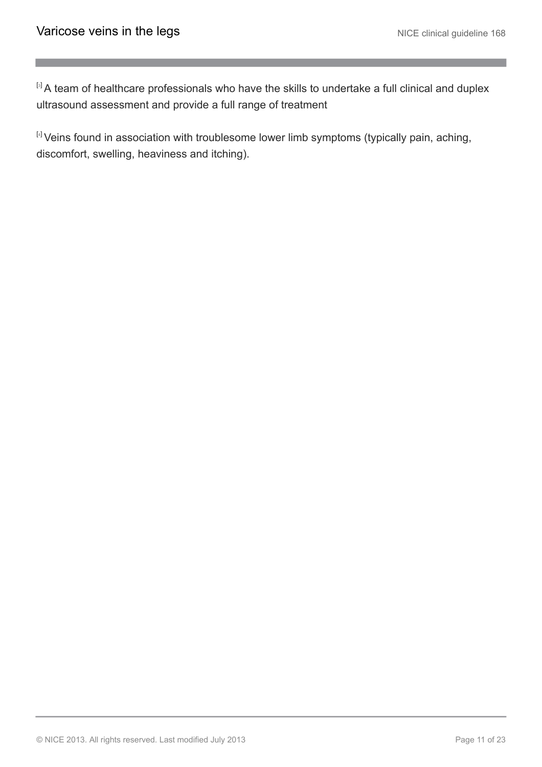[3] A team of healthcare professionals who have the skills to undertake a full clinical and duplex ultrasound assessment and provide a full range of treatment

[4] Veins found in association with troublesome lower limb symptoms (typically pain, aching, discomfort, swelling, heaviness and itching).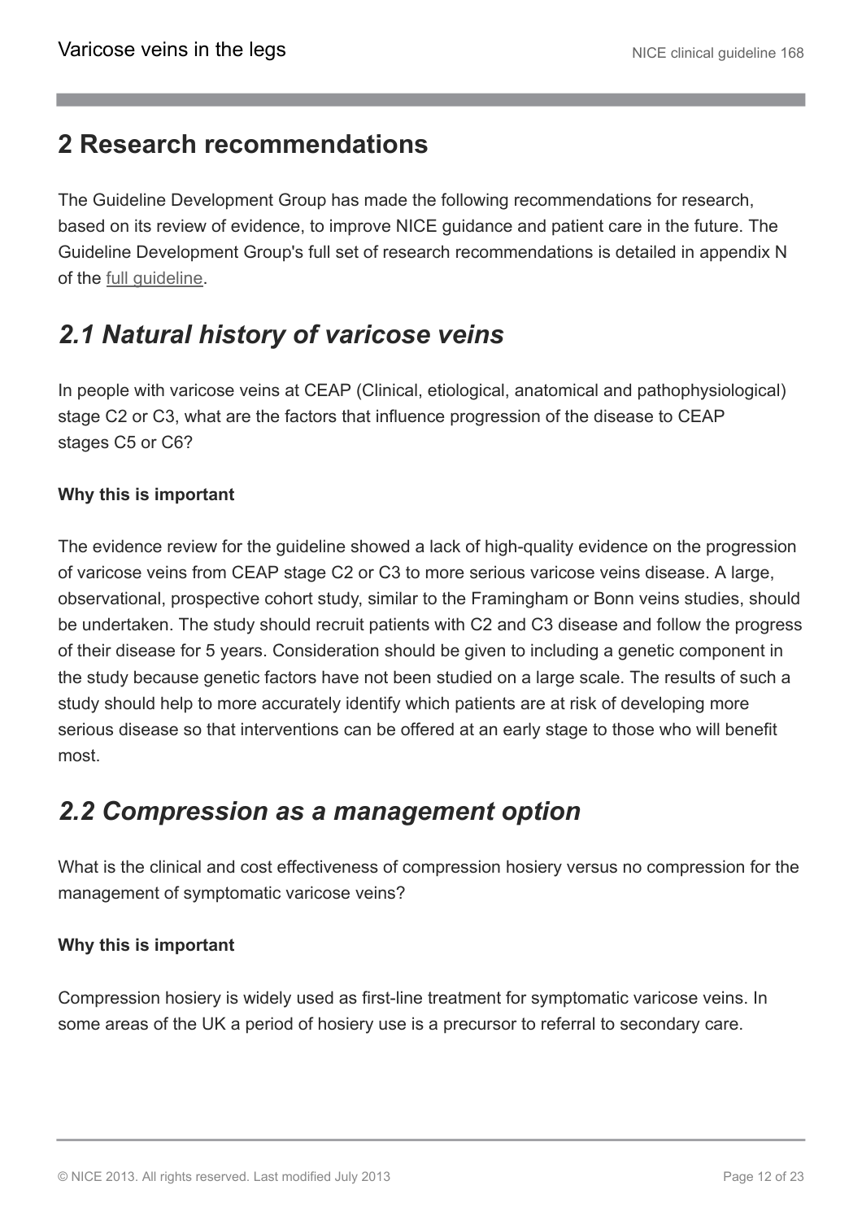## 2 Research recommendations

The Guideline Development Group has made the following recommendations for research, based on its review of evidence, to improve NICE guidance and patient care in the future. The Guideline Development Group's full set of research recommendations is detailed in appendix N of the full guideline.

## *2.1 Natural history of varicose veins*

In people with varicose veins at CEAP (Clinical, etiological, anatomical and pathophysiological) stage C2 or C3, what are the factors that influence progression of the disease to CEAP stages C5 or C6?

**Why this is important**

The evidence review for the guideline showed a lack of high-quality evidence on the progression of varicose veins from CEAP stage C2 or C3 to more serious varicose veins disease. A large, observational, prospective cohort study, similar to the Framingham or Bonn veins studies, should be undertaken. The study should recruit patients with C2 and C3 disease and follow the progress of their disease for 5 years. Consideration should be given to including a genetic component in the study because genetic factors have not been studied on a large scale. The results of such a study should help to more accurately identify which patients are at risk of developing more serious disease so that interventions can be offered at an early stage to those who will benefit most.

## *2.2 Compression as a management option*

What is the clinical and cost effectiveness of compression hosiery versus no compression for the management of symptomatic varicose veins?

**Why this is important**

Compression hosiery is widely used as first-line treatment for symptomatic varicose veins. In some areas of the UK a period of hosiery use is a precursor to referral to secondary care.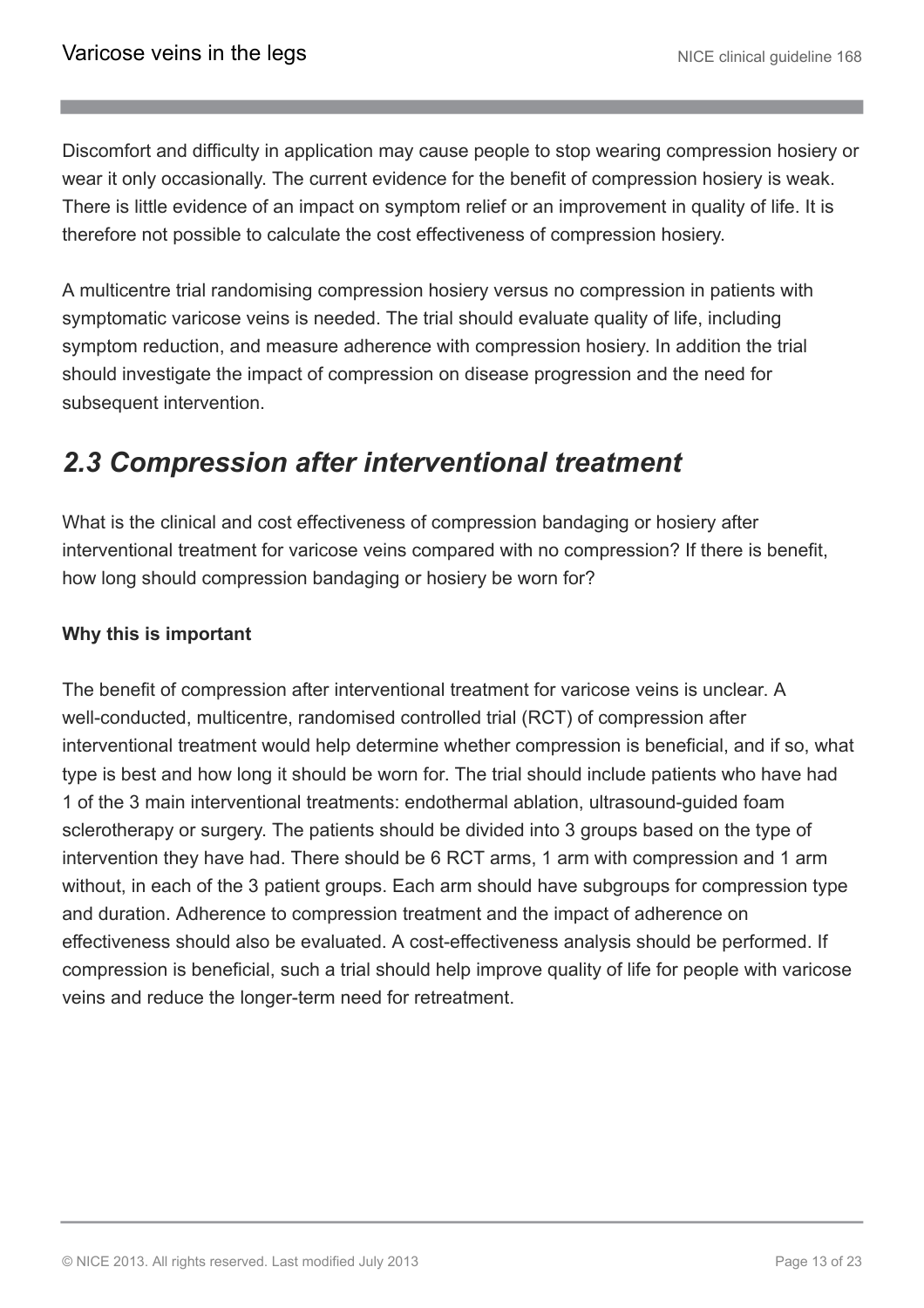Discomfort and difficulty in application may cause people to stop wearing compression hosiery or wear it only occasionally. The current evidence for the benefit of compression hosiery is weak. There is little evidence of an impact on symptom relief or an improvement in quality of life. It is therefore not possible to calculate the cost effectiveness of compression hosiery.

A multicentre trial randomising compression hosiery versus no compression in patients with symptomatic varicose veins is needed. The trial should evaluate quality of life, including symptom reduction, and measure adherence with compression hosiery. In addition the trial should investigate the impact of compression on disease progression and the need for subsequent intervention.

## *2.3 Compression after interventional treatment*

What is the clinical and cost effectiveness of compression bandaging or hosiery after interventional treatment for varicose veins compared with no compression? If there is benefit, how long should compression bandaging or hosiery be worn for?

**Why this is important**

The benefit of compression after interventional treatment for varicose veins is unclear. A well-conducted, multicentre, randomised controlled trial (RCT) of compression after interventional treatment would help determine whether compression is beneficial, and if so, what type is best and how long it should be worn for. The trial should include patients who have had 1 of the 3 main interventional treatments: endothermal ablation, ultrasound-guided foam sclerotherapy or surgery. The patients should be divided into 3 groups based on the type of intervention they have had. There should be 6 RCT arms, 1 arm with compression and 1 arm without, in each of the 3 patient groups. Each arm should have subgroups for compression type and duration. Adherence to compression treatment and the impact of adherence on effectiveness should also be evaluated. A cost-effectiveness analysis should be performed. If compression is beneficial, such a trial should help improve quality of life for people with varicose veins and reduce the longer-term need for retreatment.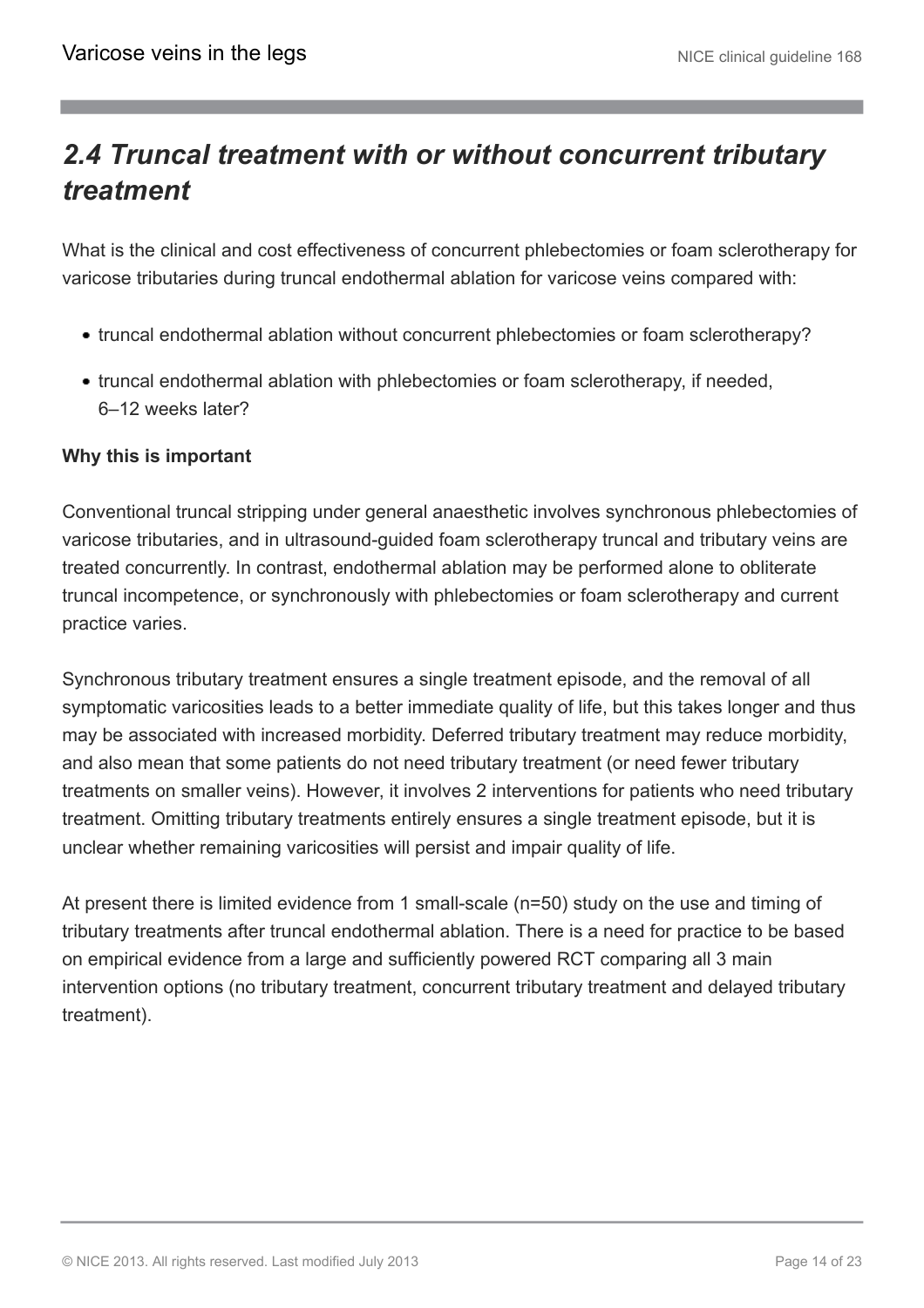## *2.4 Truncal treatment with or without concurrent tributary treatment*

What is the clinical and cost effectiveness of concurrent phlebectomies or foam sclerotherapy for varicose tributaries during truncal endothermal ablation for varicose veins compared with:

- truncal endothermal ablation without concurrent phlebectomies or foam sclerotherapy?
- truncal endothermal ablation with phlebectomies or foam sclerotherapy, if needed, 6–12 weeks later?

**Why this is important**

Conventional truncal stripping under general anaesthetic involves synchronous phlebectomies of varicose tributaries, and in ultrasound-guided foam sclerotherapy truncal and tributary veins are treated concurrently. In contrast, endothermal ablation may be performed alone to obliterate truncal incompetence, or synchronously with phlebectomies or foam sclerotherapy and current practice varies.

Synchronous tributary treatment ensures a single treatment episode, and the removal of all symptomatic varicosities leads to a better immediate quality of life, but this takes longer and thus may be associated with increased morbidity. Deferred tributary treatment may reduce morbidity, and also mean that some patients do not need tributary treatment (or need fewer tributary treatments on smaller veins). However, it involves 2 interventions for patients who need tributary treatment. Omitting tributary treatments entirely ensures a single treatment episode, but it is unclear whether remaining varicosities will persist and impair quality of life.

At present there is limited evidence from 1 small-scale (n=50) study on the use and timing of tributary treatments after truncal endothermal ablation. There is a need for practice to be based on empirical evidence from a large and sufficiently powered RCT comparing all 3 main intervention options (no tributary treatment, concurrent tributary treatment and delayed tributary treatment).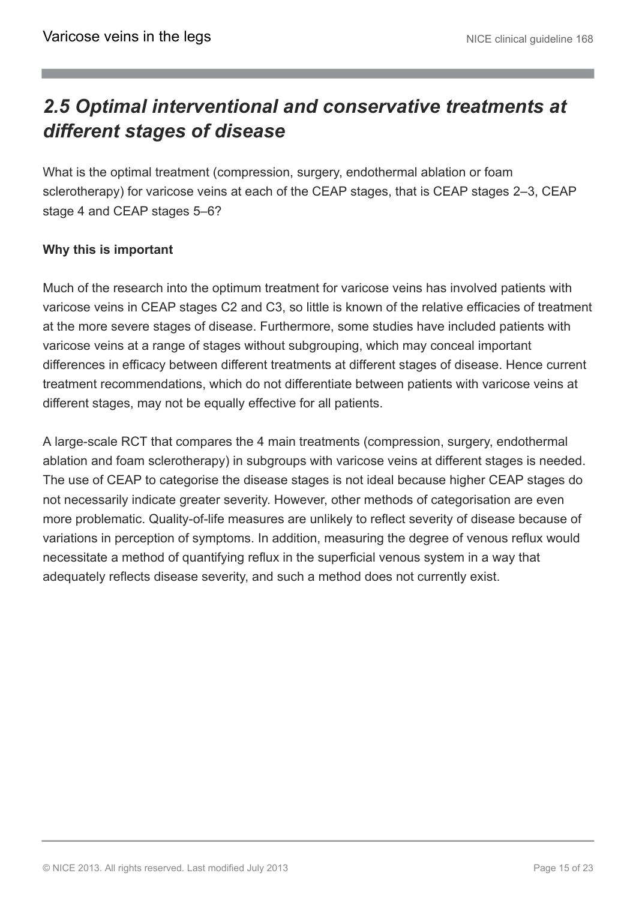## *2.5 Optimal interventional and conservative treatments at different stages of disease*

What is the optimal treatment (compression, surgery, endothermal ablation or foam sclerotherapy) for varicose veins at each of the CEAP stages, that is CEAP stages 2–3, CEAP stage 4 and CEAP stages 5–6?

**Why this is important**

Much of the research into the optimum treatment for varicose veins has involved patients with varicose veins in CEAP stages C2 and C3, so little is known of the relative efficacies of treatment at the more severe stages of disease. Furthermore, some studies have included patients with varicose veins at a range of stages without subgrouping, which may conceal important differences in efficacy between different treatments at different stages of disease. Hence current treatment recommendations, which do not differentiate between patients with varicose veins at different stages, may not be equally effective for all patients.

A large-scale RCT that compares the 4 main treatments (compression, surgery, endothermal ablation and foam sclerotherapy) in subgroups with varicose veins at different stages is needed. The use of CEAP to categorise the disease stages is not ideal because higher CEAP stages do not necessarily indicate greater severity. However, other methods of categorisation are even more problematic. Quality-of-life measures are unlikely to reflect severity of disease because of variations in perception of symptoms. In addition, measuring the degree of venous reflux would necessitate a method of quantifying reflux in the superficial venous system in a way that adequately reflects disease severity, and such a method does not currently exist.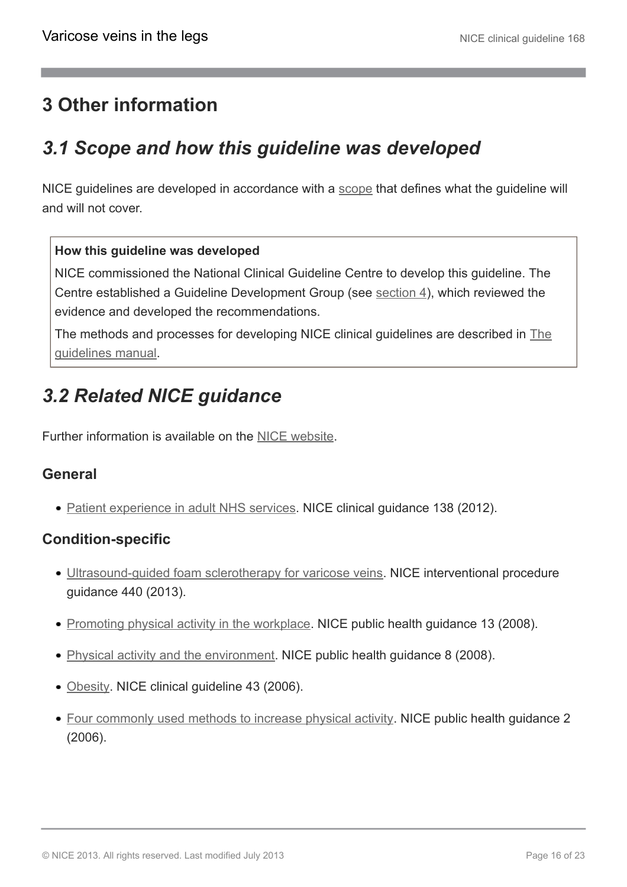# 3 Other information

## 3.1 Scope and how this guideline was developed

NICE guidelines are developed in accordance with a scope that defines what the guideline will and will not cover.

**How this guideline was developed**

NICE commissioned the National Clinical Guideline Centre to develop this guideline. The Centre established a Guideline Development Group (see section 4), which reviewed the evidence and developed the recommendations.

The methods and processes for developing NICE clinical guidelines are described in The guidelines manual.

## 3.2 Related NICE guidance

Further information is available on the NICE website.

### General

- Patient experience in adult NHS services. NICE clinical guidance 138 (2012).

### Condition-specific

- Ultrasound-guided foam sclerotherapy for varicose veins. NICE interventional procedure guidance 440 (2013).
- Promoting physical activity in the workplace. NICE public health guidance 13 (2008).
- Physical activity and the environment. NICE public health guidance 8 (2008).
- Obesity. NICE clinical guideline 43 (2006).
- Four commonly used methods to increase physical activity. NICE public health guidance 2 (2006).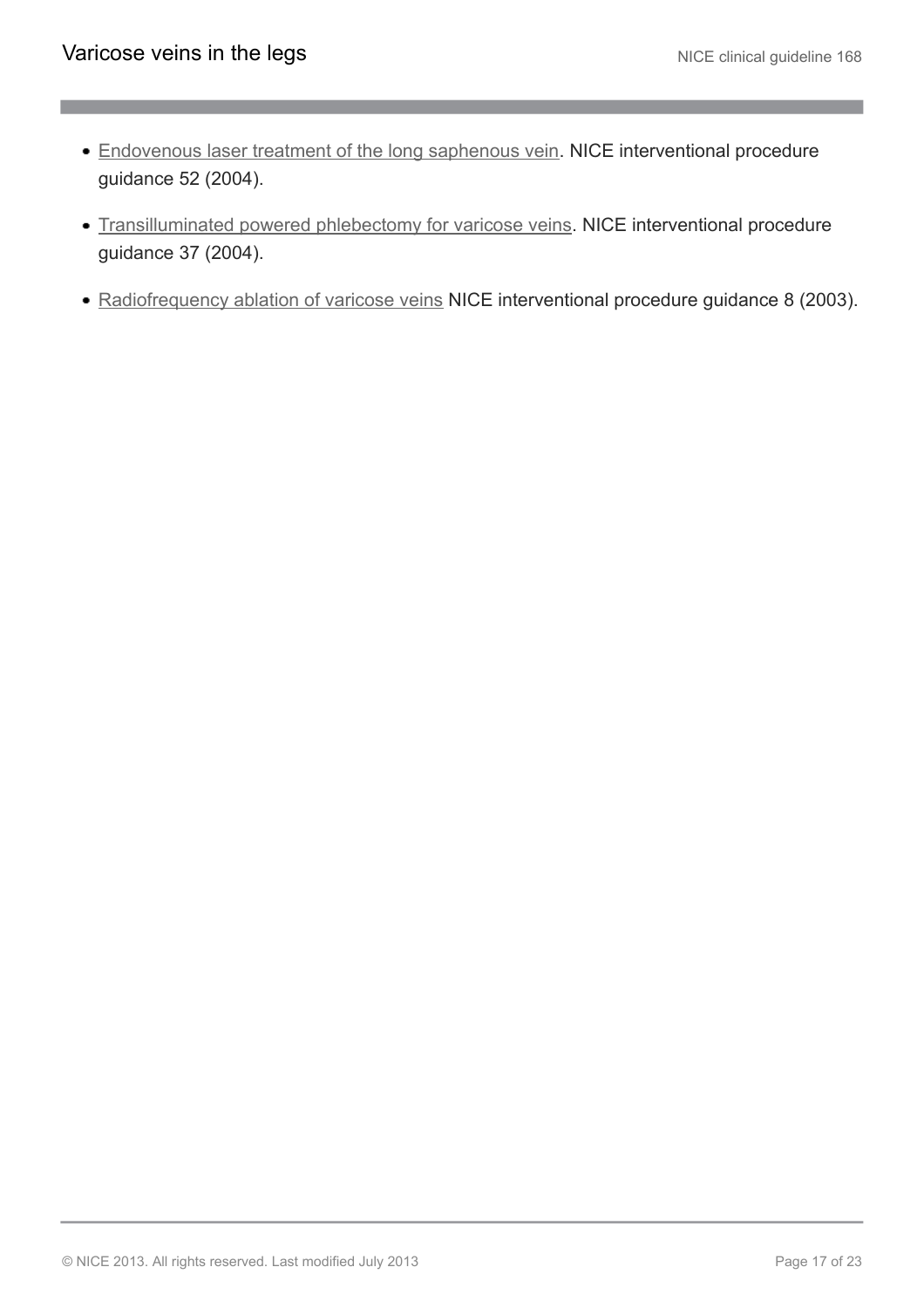- Endovenous laser treatment of the long saphenous vein. NICE interventional procedure guidance 52 (2004).
- Transilluminated powered phlebectomy for varicose veins. NICE interventional procedure guidance 37 (2004).
- Radiofrequency ablation of varicose veins NICE interventional procedure guidance 8 (2003).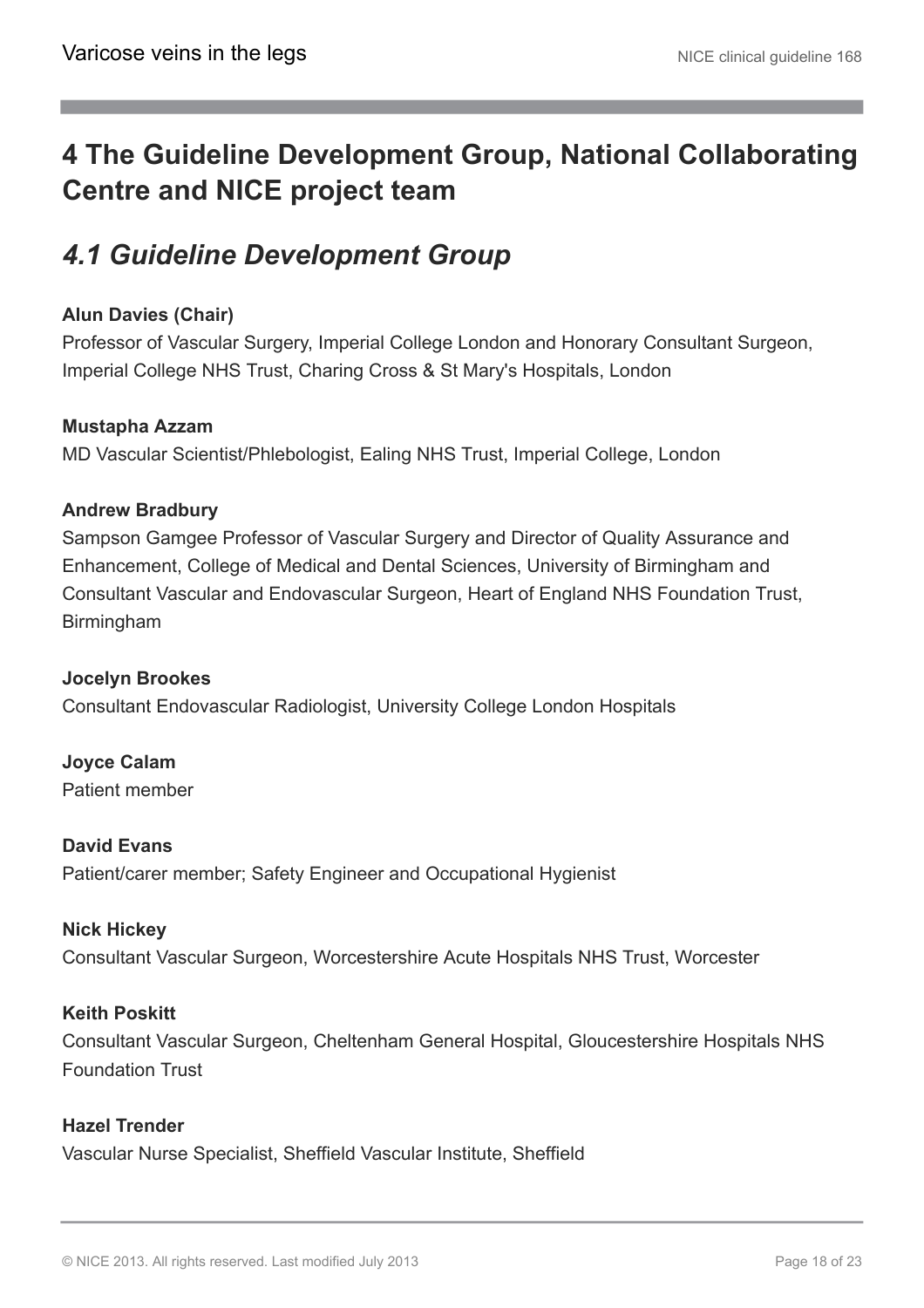# 4 The Guideline Development Group, National Collaborating Centre and NICE project team

## *4.1 Guideline Development Group*

**Alun Davies (Chair)**
Professor of Vascular Surgery, Imperial College London and Honorary Consultant Surgeon, Imperial College NHS Trust, Charing Cross & St Mary's Hospitals, London

**Mustapha Azzam**
MD Vascular Scientist/Phlebologist, Ealing NHS Trust, Imperial College, London

**Andrew Bradbury**
Sampson Gamgee Professor of Vascular Surgery and Director of Quality Assurance and Enhancement, College of Medical and Dental Sciences, University of Birmingham and Consultant Vascular and Endovascular Surgeon, Heart of England NHS Foundation Trust, Birmingham

**Jocelyn Brookes**
Consultant Endovascular Radiologist, University College London Hospitals

**Joyce Calam**
Patient member

**David Evans**
Patient/carer member; Safety Engineer and Occupational Hygienist

**Nick Hickey**
Consultant Vascular Surgeon, Worcestershire Acute Hospitals NHS Trust, Worcester

**Keith Poskitt**
Consultant Vascular Surgeon, Cheltenham General Hospital, Gloucestershire Hospitals NHS Foundation Trust

**Hazel Trender**
Vascular Nurse Specialist, Sheffield Vascular Institute, Sheffield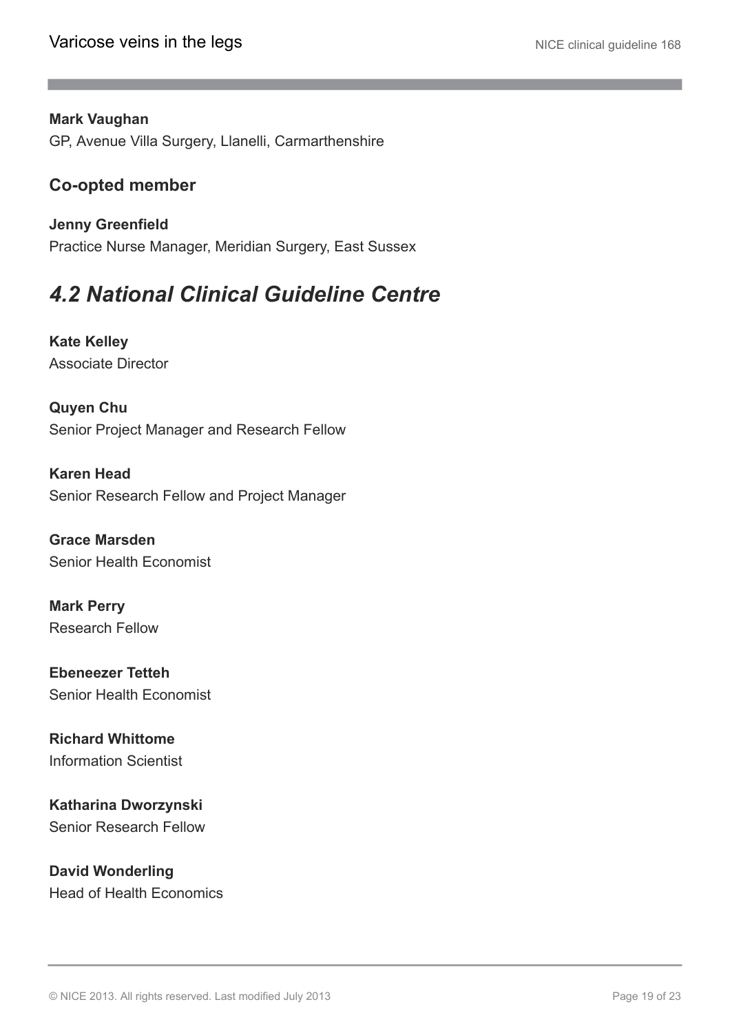**Mark Vaughan**
GP, Avenue Villa Surgery, Llanelli, Carmarthenshire

### Co-opted member

**Jenny Greenfield**
Practice Nurse Manager, Meridian Surgery, East Sussex

## *4.2 National Clinical Guideline Centre*

**Kate Kelley**
Associate Director

**Quyen Chu**
Senior Project Manager and Research Fellow

**Karen Head**
Senior Research Fellow and Project Manager

**Grace Marsden**
Senior Health Economist

**Mark Perry**
Research Fellow

**Ebeneezer Tetteh**
Senior Health Economist

**Richard Whittome**
Information Scientist

**Katharina Dworzynski**
Senior Research Fellow

**David Wonderling**
Head of Health Economics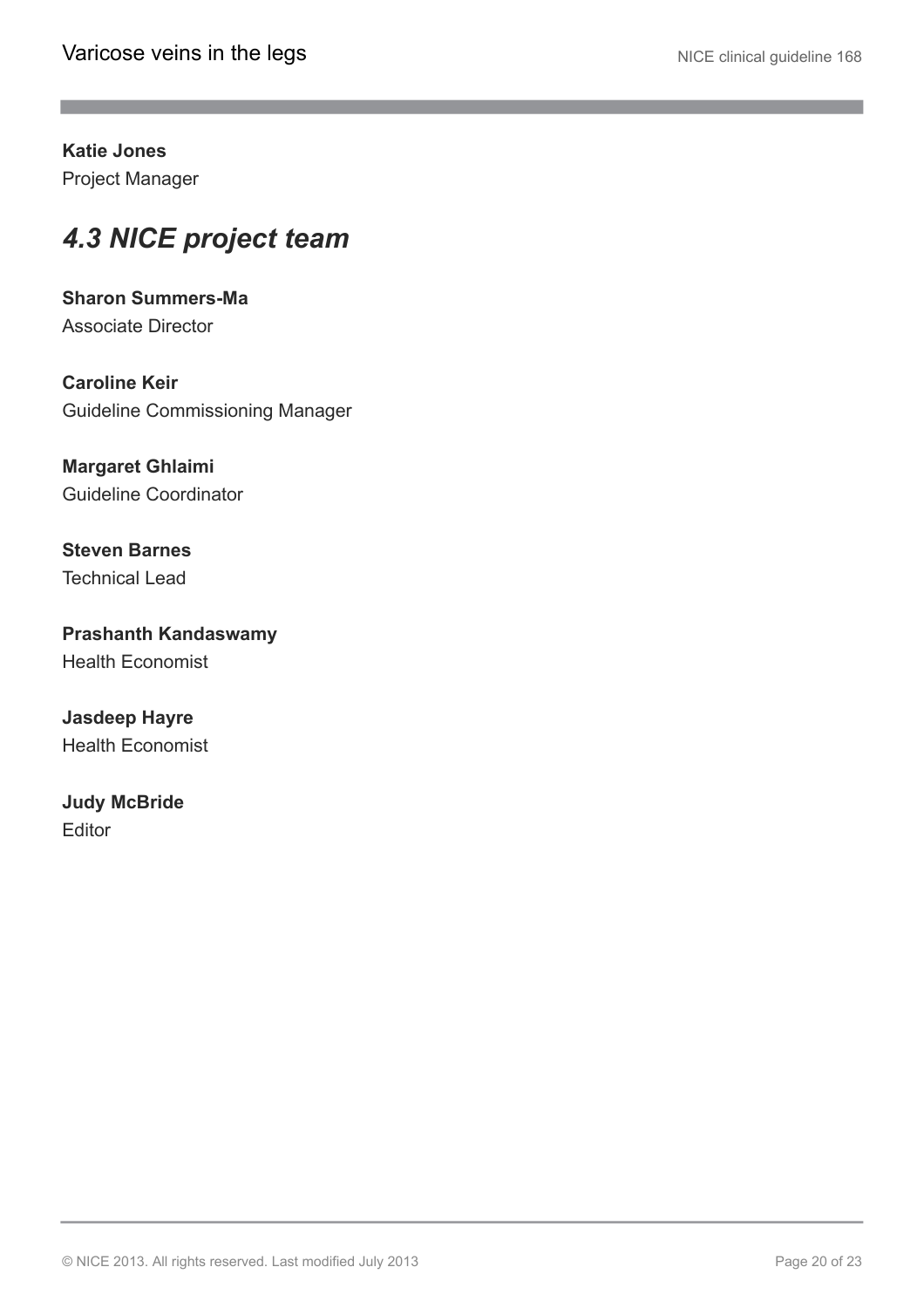**Katie Jones**
Project Manager

## *4.3 NICE project team*

**Sharon Summers-Ma**
Associate Director

**Caroline Keir**
Guideline Commissioning Manager

**Margaret Ghlaimi**
Guideline Coordinator

**Steven Barnes**
Technical Lead

**Prashanth Kandaswamy**
Health Economist

**Jasdeep Hayre**
Health Economist

**Judy McBride**
Editor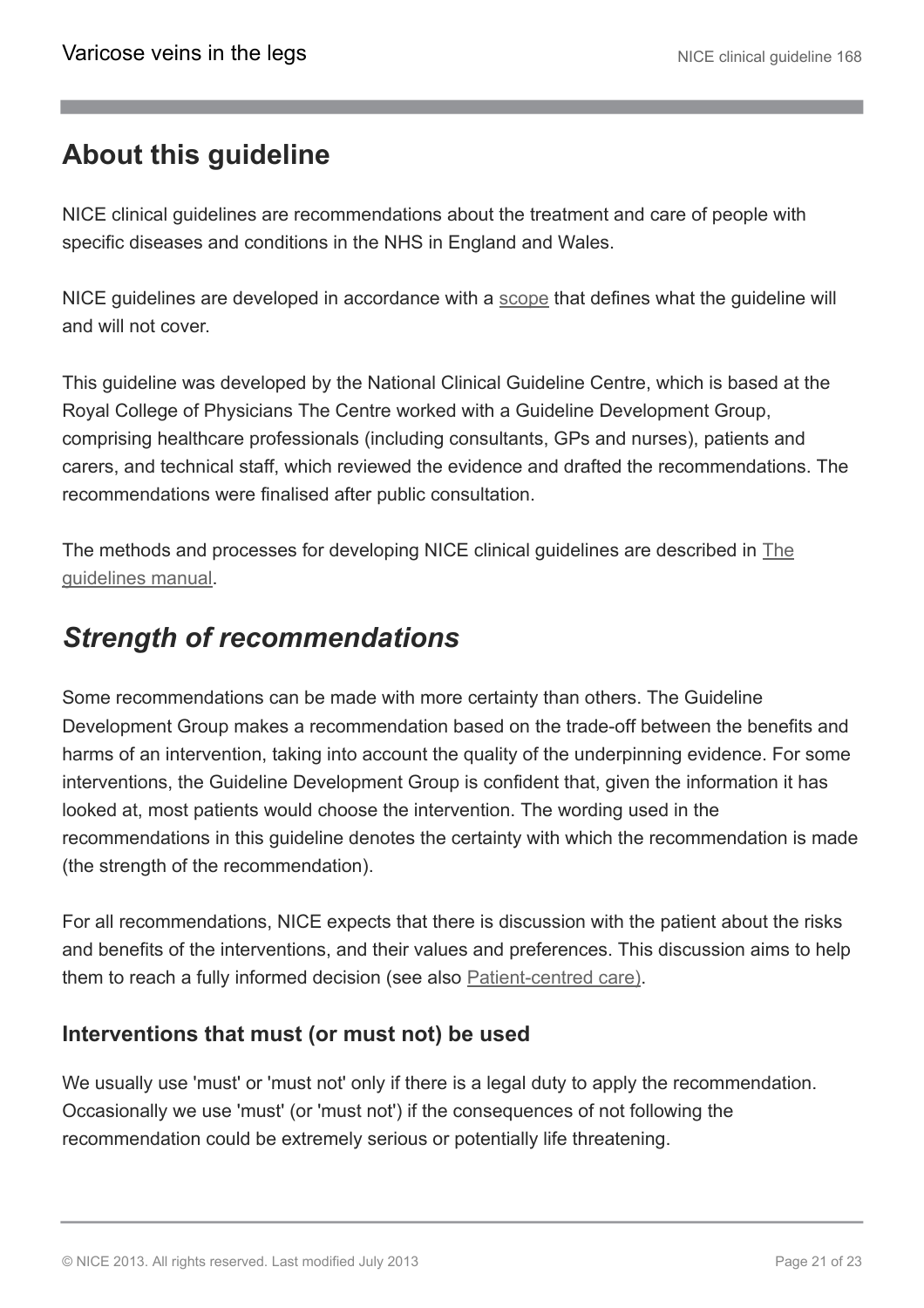## About this guideline

NICE clinical guidelines are recommendations about the treatment and care of people with specific diseases and conditions in the NHS in England and Wales.

NICE guidelines are developed in accordance with a scope that defines what the guideline will and will not cover.

This guideline was developed by the National Clinical Guideline Centre, which is based at the Royal College of Physicians The Centre worked with a Guideline Development Group, comprising healthcare professionals (including consultants, GPs and nurses), patients and carers, and technical staff, which reviewed the evidence and drafted the recommendations. The recommendations were finalised after public consultation.

The methods and processes for developing NICE clinical guidelines are described in The guidelines manual.

## *Strength of recommendations*

Some recommendations can be made with more certainty than others. The Guideline Development Group makes a recommendation based on the trade-off between the benefits and harms of an intervention, taking into account the quality of the underpinning evidence. For some interventions, the Guideline Development Group is confident that, given the information it has looked at, most patients would choose the intervention. The wording used in the recommendations in this guideline denotes the certainty with which the recommendation is made (the strength of the recommendation).

For all recommendations, NICE expects that there is discussion with the patient about the risks and benefits of the interventions, and their values and preferences. This discussion aims to help them to reach a fully informed decision (see also Patient-centred care).

### Interventions that must (or must not) be used

We usually use 'must' or 'must not' only if there is a legal duty to apply the recommendation. Occasionally we use 'must' (or 'must not') if the consequences of not following the recommendation could be extremely serious or potentially life threatening.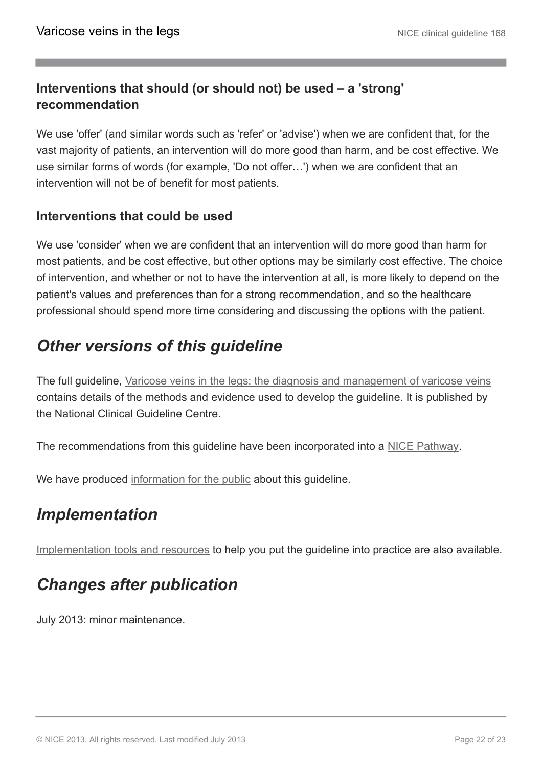### Interventions that should (or should not) be used – a 'strong' recommendation

We use 'offer' (and similar words such as 'refer' or 'advise') when we are confident that, for the vast majority of patients, an intervention will do more good than harm, and be cost effective. We use similar forms of words (for example, 'Do not offer…') when we are confident that an intervention will not be of benefit for most patients.

### Interventions that could be used

We use 'consider' when we are confident that an intervention will do more good than harm for most patients, and be cost effective, but other options may be similarly cost effective. The choice of intervention, and whether or not to have the intervention at all, is more likely to depend on the patient's values and preferences than for a strong recommendation, and so the healthcare professional should spend more time considering and discussing the options with the patient.

## *Other versions of this guideline*

The full guideline, Varicose veins in the legs: the diagnosis and management of varicose veins contains details of the methods and evidence used to develop the guideline. It is published by the National Clinical Guideline Centre.

The recommendations from this guideline have been incorporated into a NICE Pathway.

We have produced information for the public about this guideline.

## *Implementation*

Implementation tools and resources to help you put the guideline into practice are also available.

## *Changes after publication*

July 2013: minor maintenance.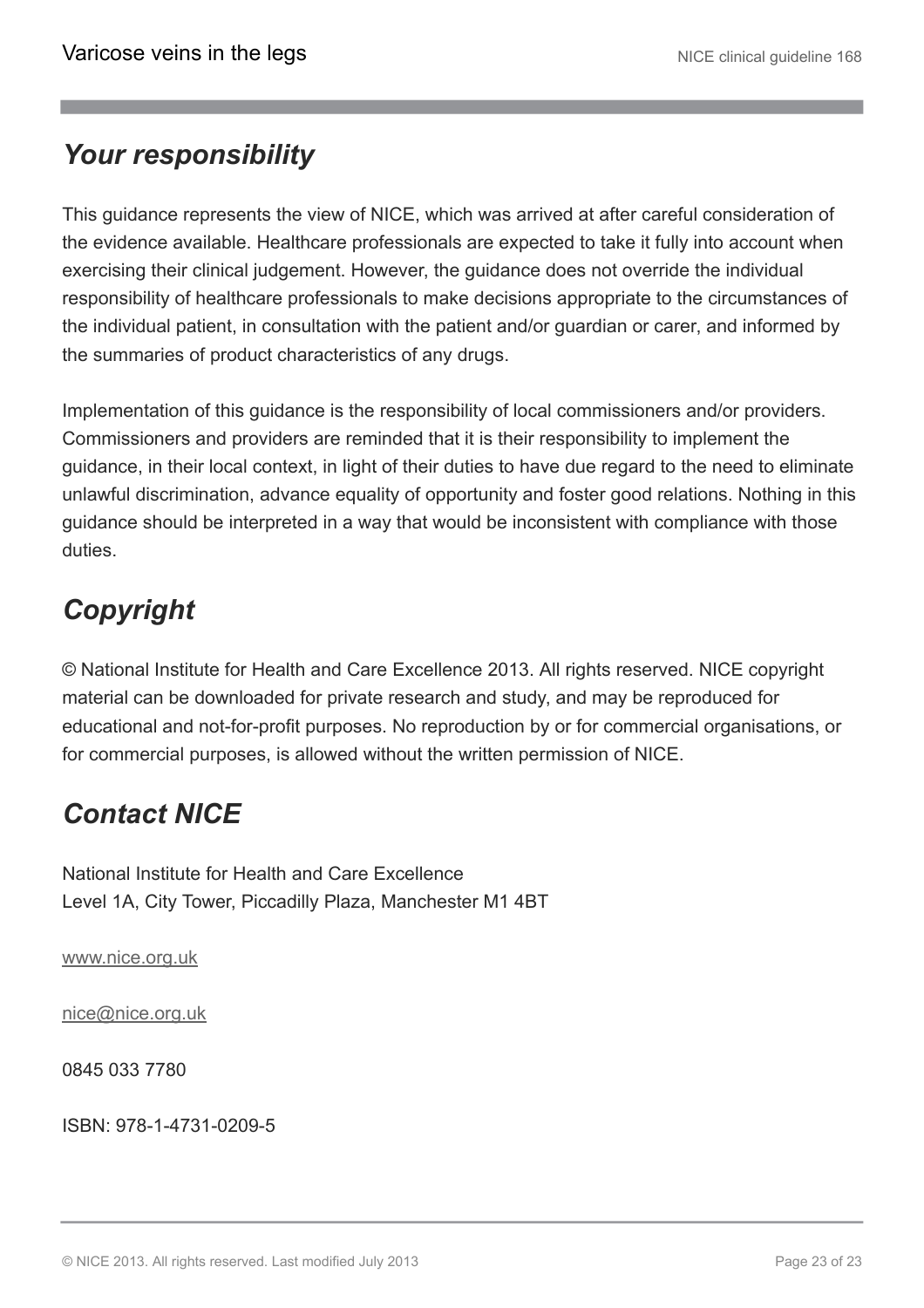## *Your responsibility*

This guidance represents the view of NICE, which was arrived at after careful consideration of the evidence available. Healthcare professionals are expected to take it fully into account when exercising their clinical judgement. However, the guidance does not override the individual responsibility of healthcare professionals to make decisions appropriate to the circumstances of the individual patient, in consultation with the patient and/or guardian or carer, and informed by the summaries of product characteristics of any drugs.

Implementation of this guidance is the responsibility of local commissioners and/or providers. Commissioners and providers are reminded that it is their responsibility to implement the guidance, in their local context, in light of their duties to have due regard to the need to eliminate unlawful discrimination, advance equality of opportunity and foster good relations. Nothing in this guidance should be interpreted in a way that would be inconsistent with compliance with those duties.

## *Copyright*

© National Institute for Health and Care Excellence 2013. All rights reserved. NICE copyright material can be downloaded for private research and study, and may be reproduced for educational and not-for-profit purposes. No reproduction by or for commercial organisations, or for commercial purposes, is allowed without the written permission of NICE.

## *Contact NICE*

National Institute for Health and Care Excellence
Level 1A, City Tower, Piccadilly Plaza, Manchester M1 4BT

www.nice.org.uk

nice@nice.org.uk

0845 033 7780

ISBN: 978-1-4731-0209-5